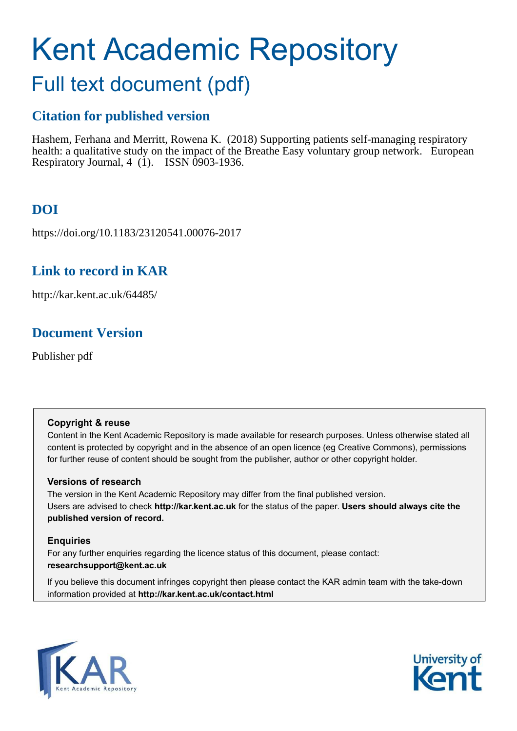# Kent Academic Repository

## Full text document (pdf)

### Citation for published version

Hashem, Ferhana and Merritt, Rowena K. (2018) Supporting patients self-managing respiratory health: a qualitative study on the impact of the Breathe Easy voluntary group network. European Respiratory Journal, 4 (1). ISSN 0903-1936.

### DOI

https://doi.org/10.1183/23120541.00076-2017

### Link to record in KAR

http://kar.kent.ac.uk/64485/

### Document Version

Publisher pdf

**Copyright & reuse**

Content in the Kent Academic Repository is made available for research purposes. Unless otherwise stated all content is protected by copyright and in the absence of an open licence (eg Creative Commons), permissions for further reuse of content should be sought from the publisher, author or other copyright holder.

**Versions of research**

The version in the Kent Academic Repository may differ from the final published version. Users are advised to check **http://kar.kent.ac.uk** for the status of the paper. **Users should always cite the published version of record.**

**Enquiries**

For any further enquiries regarding the licence status of this document, please contact: **researchsupport@kent.ac.uk**

If you believe this document infringes copyright then please contact the KAR admin team with the take-down information provided at **http://kar.kent.ac.uk/contact.html**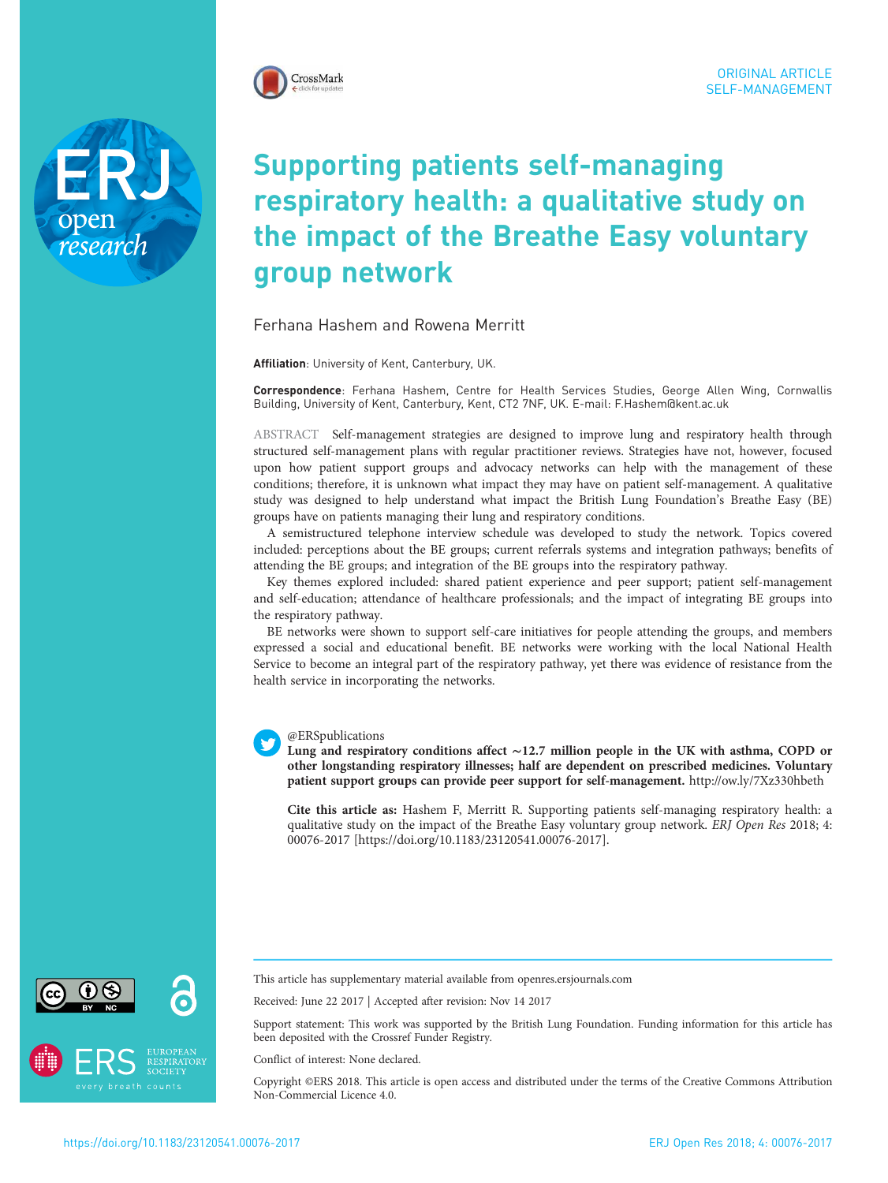ORIGINAL ARTICLE
SELF-MANAGEMENT

# Supporting patients self-managing respiratory health: a qualitative study on the impact of the Breathe Easy voluntary group network

Ferhana Hashem and Rowena Merritt

**Affiliation**: University of Kent, Canterbury, UK.

**Correspondence**: Ferhana Hashem, Centre for Health Services Studies, George Allen Wing, Cornwallis Building, University of Kent, Canterbury, Kent, CT2 7NF, UK. E-mail: F.Hashem@kent.ac.uk

ABSTRACT Self-management strategies are designed to improve lung and respiratory health through structured self-management plans with regular practitioner reviews. Strategies have not, however, focused upon how patient support groups and advocacy networks can help with the management of these conditions; therefore, it is unknown what impact they may have on patient self-management. A qualitative study was designed to help understand what impact the British Lung Foundation's Breathe Easy (BE) groups have on patients managing their lung and respiratory conditions.

A semistructured telephone interview schedule was developed to study the network. Topics covered included: perceptions about the BE groups; current referrals systems and integration pathways; benefits of attending the BE groups; and integration of the BE groups into the respiratory pathway.

Key themes explored included: shared patient experience and peer support; patient self-management and self-education; attendance of healthcare professionals; and the impact of integrating BE groups into the respiratory pathway.

BE networks were shown to support self-care initiatives for people attending the groups, and members expressed a social and educational benefit. BE networks were working with the local National Health Service to become an integral part of the respiratory pathway, yet there was evidence of resistance from the health service in incorporating the networks.

@ERSpublications
**Lung and respiratory conditions affect ~12.7 million people in the UK with asthma, COPD or other longstanding respiratory illnesses; half are dependent on prescribed medicines. Voluntary patient support groups can provide peer support for self-management.** http://ow.ly/7Xz330hbeth

**Cite this article as:** Hashem F, Merritt R. Supporting patients self-managing respiratory health: a qualitative study on the impact of the Breathe Easy voluntary group network. *ERJ Open Res* 2018; 4: 00076-2017 [https://doi.org/10.1183/23120541.00076-2017].

This article has supplementary material available from openres.ersjournals.com

Received: June 22 2017 | Accepted after revision: Nov 14 2017

Support statement: This work was supported by the British Lung Foundation. Funding information for this article has been deposited with the Crossref Funder Registry.

Conflict of interest: None declared.

Copyright ©ERS 2018. This article is open access and distributed under the terms of the Creative Commons Attribution Non-Commercial Licence 4.0.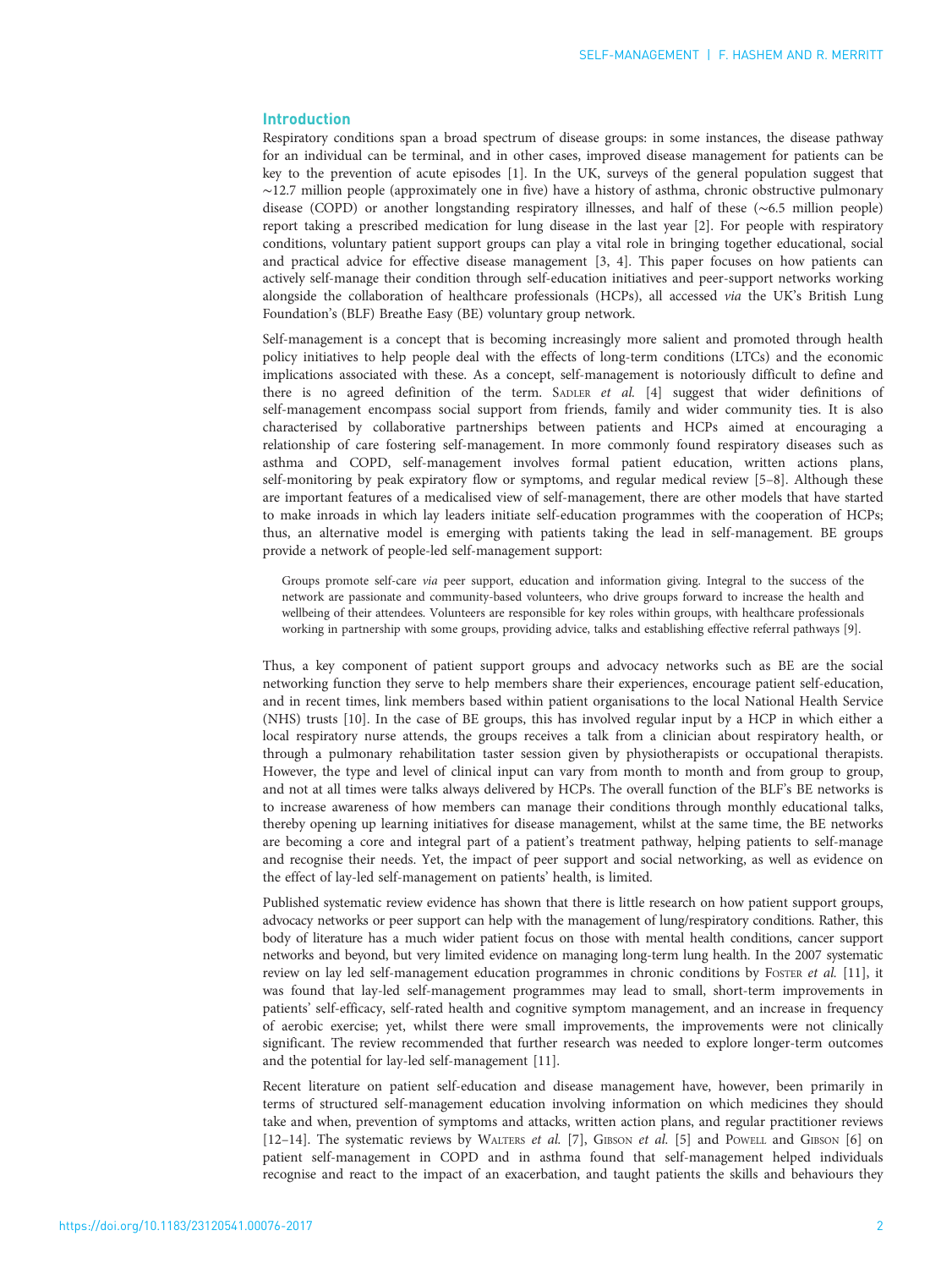## Introduction

Respiratory conditions span a broad spectrum of disease groups: in some instances, the disease pathway for an individual can be terminal, and in other cases, improved disease management for patients can be key to the prevention of acute episodes [1]. In the UK, surveys of the general population suggest that ~12.7 million people (approximately one in five) have a history of asthma, chronic obstructive pulmonary disease (COPD) or another longstanding respiratory illnesses, and half of these (~6.5 million people) report taking a prescribed medication for lung disease in the last year [2]. For people with respiratory conditions, voluntary patient support groups can play a vital role in bringing together educational, social and practical advice for effective disease management [3, 4]. This paper focuses on how patients can actively self-manage their condition through self-education initiatives and peer-support networks working alongside the collaboration of healthcare professionals (HCPs), all accessed *via* the UK's British Lung Foundation's (BLF) Breathe Easy (BE) voluntary group network.

Self-management is a concept that is becoming increasingly more salient and promoted through health policy initiatives to help people deal with the effects of long-term conditions (LTCs) and the economic implications associated with these. As a concept, self-management is notoriously difficult to define and there is no agreed definition of the term. Sadler *et al.* [4] suggest that wider definitions of self-management encompass social support from friends, family and wider community ties. It is also characterised by collaborative partnerships between patients and HCPs aimed at encouraging a relationship of care fostering self-management. In more commonly found respiratory diseases such as asthma and COPD, self-management involves formal patient education, written actions plans, self-monitoring by peak expiratory flow or symptoms, and regular medical review [5–8]. Although these are important features of a medicalised view of self-management, there are other models that have started to make inroads in which lay leaders initiate self-education programmes with the cooperation of HCPs; thus, an alternative model is emerging with patients taking the lead in self-management. BE groups provide a network of people-led self-management support:

> Groups promote self-care *via* peer support, education and information giving. Integral to the success of the network are passionate and community-based volunteers, who drive groups forward to increase the health and wellbeing of their attendees. Volunteers are responsible for key roles within groups, with healthcare professionals working in partnership with some groups, providing advice, talks and establishing effective referral pathways [9].

Thus, a key component of patient support groups and advocacy networks such as BE are the social networking function they serve to help members share their experiences, encourage patient self-education, and in recent times, link members based within patient organisations to the local National Health Service (NHS) trusts [10]. In the case of BE groups, this has involved regular input by a HCP in which either a local respiratory nurse attends, the groups receives a talk from a clinician about respiratory health, or through a pulmonary rehabilitation taster session given by physiotherapists or occupational therapists. However, the type and level of clinical input can vary from month to month and from group to group, and not at all times were talks always delivered by HCPs. The overall function of the BLF's BE networks is to increase awareness of how members can manage their conditions through monthly educational talks, thereby opening up learning initiatives for disease management, whilst at the same time, the BE networks are becoming a core and integral part of a patient's treatment pathway, helping patients to self-manage and recognise their needs. Yet, the impact of peer support and social networking, as well as evidence on the effect of lay-led self-management on patients' health, is limited.

Published systematic review evidence has shown that there is little research on how patient support groups, advocacy networks or peer support can help with the management of lung/respiratory conditions. Rather, this body of literature has a much wider patient focus on those with mental health conditions, cancer support networks and beyond, but very limited evidence on managing long-term lung health. In the 2007 systematic review on lay led self-management education programmes in chronic conditions by Foster *et al.* [11], it was found that lay-led self-management programmes may lead to small, short-term improvements in patients' self-efficacy, self-rated health and cognitive symptom management, and an increase in frequency of aerobic exercise; yet, whilst there were small improvements, the improvements were not clinically significant. The review recommended that further research was needed to explore longer-term outcomes and the potential for lay-led self-management [11].

Recent literature on patient self-education and disease management have, however, been primarily in terms of structured self-management education involving information on which medicines they should take and when, prevention of symptoms and attacks, written action plans, and regular practitioner reviews [12–14]. The systematic reviews by Walters *et al.* [7], Gibson *et al.* [5] and Powell and Gibson [6] on patient self-management in COPD and in asthma found that self-management helped individuals recognise and react to the impact of an exacerbation, and taught patients the skills and behaviours they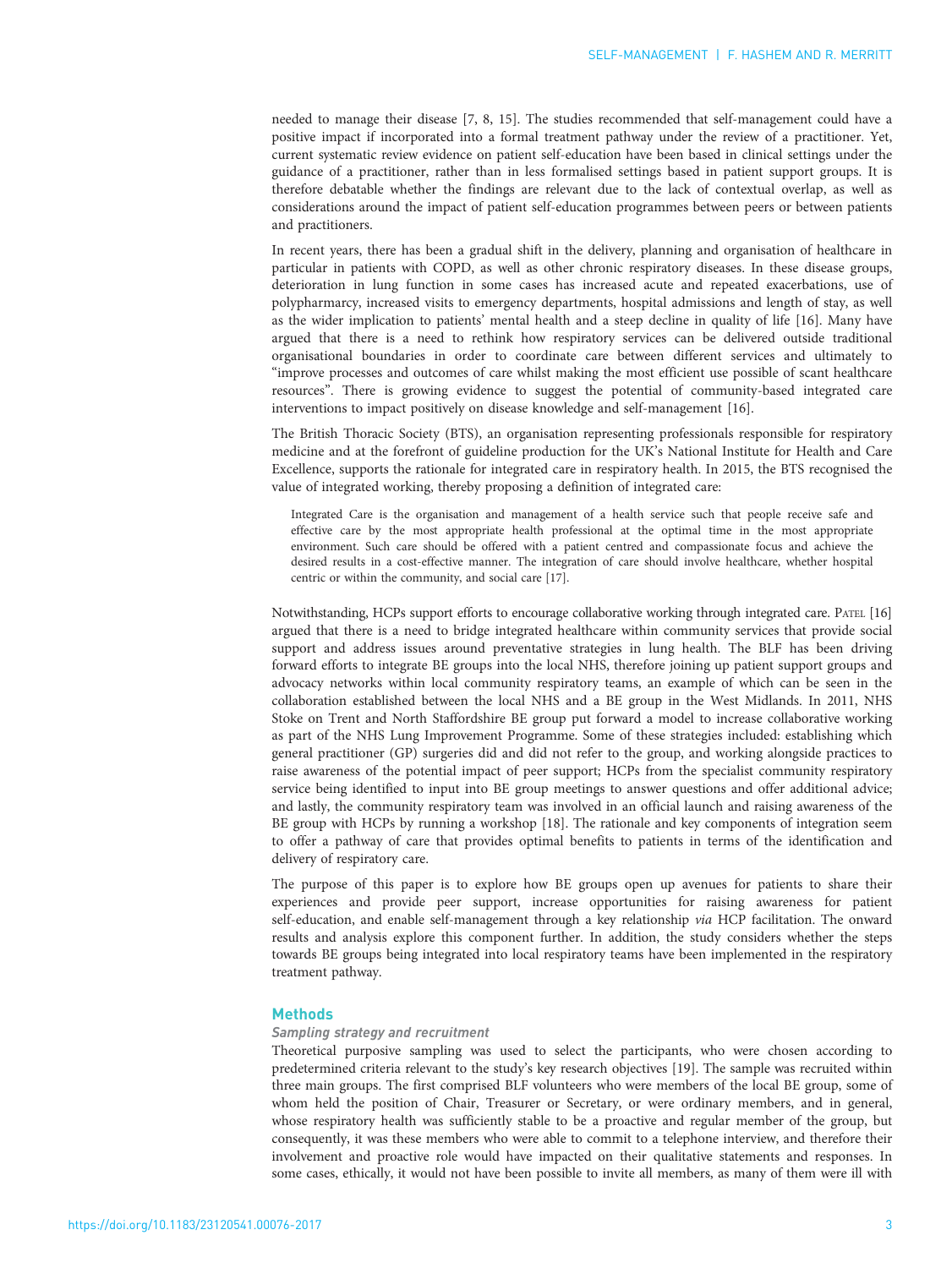needed to manage their disease [7, 8, 15]. The studies recommended that self-management could have a positive impact if incorporated into a formal treatment pathway under the review of a practitioner. Yet, current systematic review evidence on patient self-education have been based in clinical settings under the guidance of a practitioner, rather than in less formalised settings based in patient support groups. It is therefore debatable whether the findings are relevant due to the lack of contextual overlap, as well as considerations around the impact of patient self-education programmes between peers or between patients and practitioners.

In recent years, there has been a gradual shift in the delivery, planning and organisation of healthcare in particular in patients with COPD, as well as other chronic respiratory diseases. In these disease groups, deterioration in lung function in some cases has increased acute and repeated exacerbations, use of polypharmarcy, increased visits to emergency departments, hospital admissions and length of stay, as well as the wider implication to patients' mental health and a steep decline in quality of life [16]. Many have argued that there is a need to rethink how respiratory services can be delivered outside traditional organisational boundaries in order to coordinate care between different services and ultimately to "improve processes and outcomes of care whilst making the most efficient use possible of scant healthcare resources". There is growing evidence to suggest the potential of community-based integrated care interventions to impact positively on disease knowledge and self-management [16].

The British Thoracic Society (BTS), an organisation representing professionals responsible for respiratory medicine and at the forefront of guideline production for the UK's National Institute for Health and Care Excellence, supports the rationale for integrated care in respiratory health. In 2015, the BTS recognised the value of integrated working, thereby proposing a definition of integrated care:

> Integrated Care is the organisation and management of a health service such that people receive safe and effective care by the most appropriate health professional at the optimal time in the most appropriate environment. Such care should be offered with a patient centred and compassionate focus and achieve the desired results in a cost-effective manner. The integration of care should involve healthcare, whether hospital centric or within the community, and social care [17].

Notwithstanding, HCPs support efforts to encourage collaborative working through integrated care. Patel [16] argued that there is a need to bridge integrated healthcare within community services that provide social support and address issues around preventative strategies in lung health. The BLF has been driving forward efforts to integrate BE groups into the local NHS, therefore joining up patient support groups and advocacy networks within local community respiratory teams, an example of which can be seen in the collaboration established between the local NHS and a BE group in the West Midlands. In 2011, NHS Stoke on Trent and North Staffordshire BE group put forward a model to increase collaborative working as part of the NHS Lung Improvement Programme. Some of these strategies included: establishing which general practitioner (GP) surgeries did and did not refer to the group, and working alongside practices to raise awareness of the potential impact of peer support; HCPs from the specialist community respiratory service being identified to input into BE group meetings to answer questions and offer additional advice; and lastly, the community respiratory team was involved in an official launch and raising awareness of the BE group with HCPs by running a workshop [18]. The rationale and key components of integration seem to offer a pathway of care that provides optimal benefits to patients in terms of the identification and delivery of respiratory care.

The purpose of this paper is to explore how BE groups open up avenues for patients to share their experiences and provide peer support, increase opportunities for raising awareness for patient self-education, and enable self-management through a key relationship *via* HCP facilitation. The onward results and analysis explore this component further. In addition, the study considers whether the steps towards BE groups being integrated into local respiratory teams have been implemented in the respiratory treatment pathway.

## Methods

### Sampling strategy and recruitment

Theoretical purposive sampling was used to select the participants, who were chosen according to predetermined criteria relevant to the study's key research objectives [19]. The sample was recruited within three main groups. The first comprised BLF volunteers who were members of the local BE group, some of whom held the position of Chair, Treasurer or Secretary, or were ordinary members, and in general, whose respiratory health was sufficiently stable to be a proactive and regular member of the group, but consequently, it was these members who were able to commit to a telephone interview, and therefore their involvement and proactive role would have impacted on their qualitative statements and responses. In some cases, ethically, it would not have been possible to invite all members, as many of them were ill with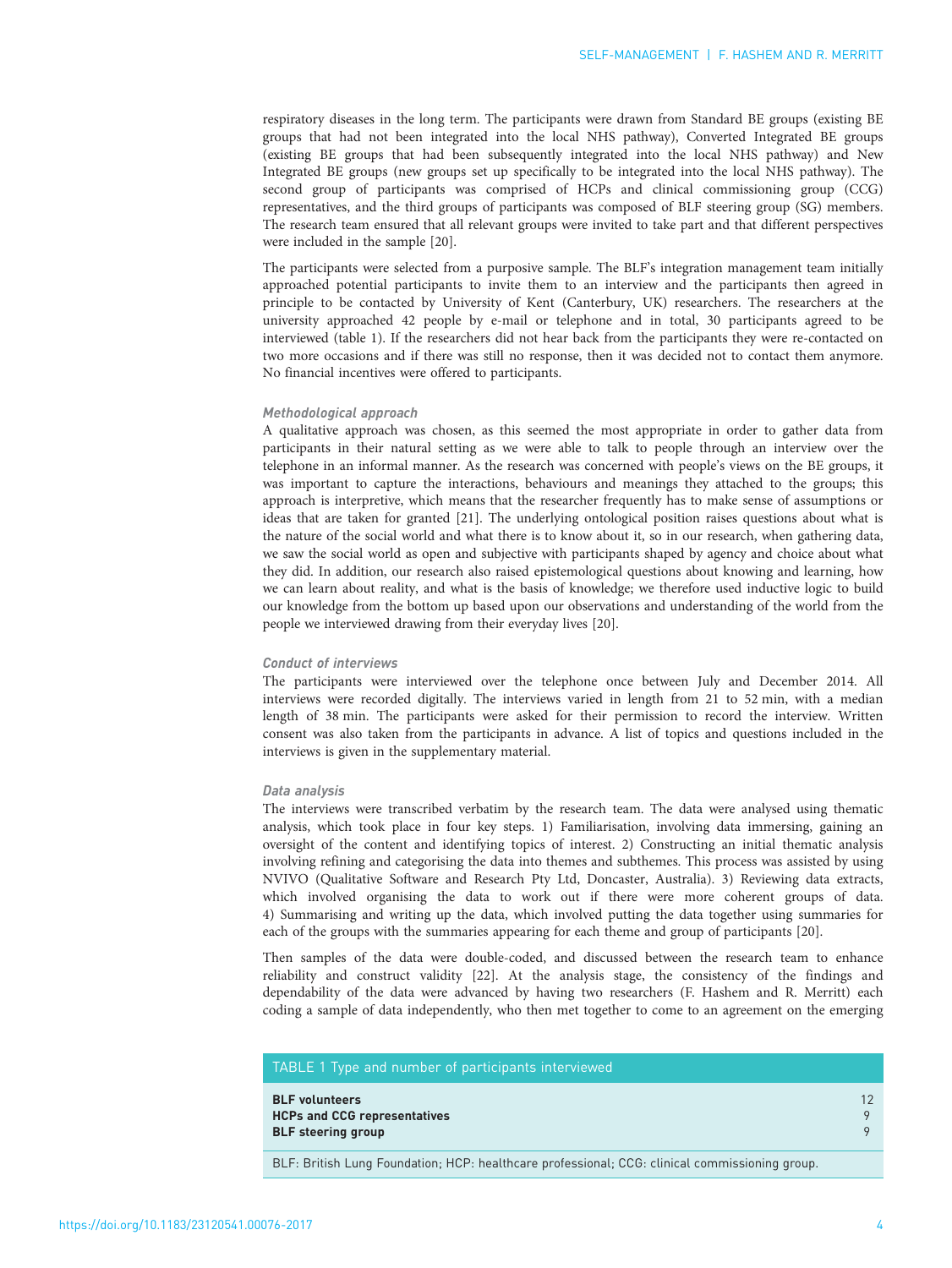respiratory diseases in the long term. The participants were drawn from Standard BE groups (existing BE groups that had not been integrated into the local NHS pathway), Converted Integrated BE groups (existing BE groups that had been subsequently integrated into the local NHS pathway) and New Integrated BE groups (new groups set up specifically to be integrated into the local NHS pathway). The second group of participants was comprised of HCPs and clinical commissioning group (CCG) representatives, and the third groups of participants was composed of BLF steering group (SG) members. The research team ensured that all relevant groups were invited to take part and that different perspectives were included in the sample [20].

The participants were selected from a purposive sample. The BLF's integration management team initially approached potential participants to invite them to an interview and the participants then agreed in principle to be contacted by University of Kent (Canterbury, UK) researchers. The researchers at the university approached 42 people by e-mail or telephone and in total, 30 participants agreed to be interviewed (table 1). If the researchers did not hear back from the participants they were re-contacted on two more occasions and if there was still no response, then it was decided not to contact them anymore. No financial incentives were offered to participants.

### *Methodological approach*

A qualitative approach was chosen, as this seemed the most appropriate in order to gather data from participants in their natural setting as we were able to talk to people through an interview over the telephone in an informal manner. As the research was concerned with people's views on the BE groups, it was important to capture the interactions, behaviours and meanings they attached to the groups; this approach is interpretive, which means that the researcher frequently has to make sense of assumptions or ideas that are taken for granted [21]. The underlying ontological position raises questions about what is the nature of the social world and what there is to know about it, so in our research, when gathering data, we saw the social world as open and subjective with participants shaped by agency and choice about what they did. In addition, our research also raised epistemological questions about knowing and learning, how we can learn about reality, and what is the basis of knowledge; we therefore used inductive logic to build our knowledge from the bottom up based upon our observations and understanding of the world from the people we interviewed drawing from their everyday lives [20].

### *Conduct of interviews*

The participants were interviewed over the telephone once between July and December 2014. All interviews were recorded digitally. The interviews varied in length from 21 to 52 min, with a median length of 38 min. The participants were asked for their permission to record the interview. Written consent was also taken from the participants in advance. A list of topics and questions included in the interviews is given in the supplementary material.

### *Data analysis*

The interviews were transcribed verbatim by the research team. The data were analysed using thematic analysis, which took place in four key steps. 1) Familiarisation, involving data immersing, gaining an oversight of the content and identifying topics of interest. 2) Constructing an initial thematic analysis involving refining and categorising the data into themes and subthemes. This process was assisted by using NVIVO (Qualitative Software and Research Pty Ltd, Doncaster, Australia). 3) Reviewing data extracts, which involved organising the data to work out if there were more coherent groups of data. 4) Summarising and writing up the data, which involved putting the data together using summaries for each of the groups with the summaries appearing for each theme and group of participants [20].

Then samples of the data were double-coded, and discussed between the research team to enhance reliability and construct validity [22]. At the analysis stage, the consistency of the findings and dependability of the data were advanced by having two researchers (F. Hashem and R. Merritt) each coding a sample of data independently, who then met together to come to an agreement on the emerging

TABLE 1 Type and number of participants interviewed

| | |
|---|---|
| **BLF volunteers** | 12 |
| **HCPs and CCG representatives** | 9 |
| **BLF steering group** | 9 |

BLF: British Lung Foundation; HCP: healthcare professional; CCG: clinical commissioning group.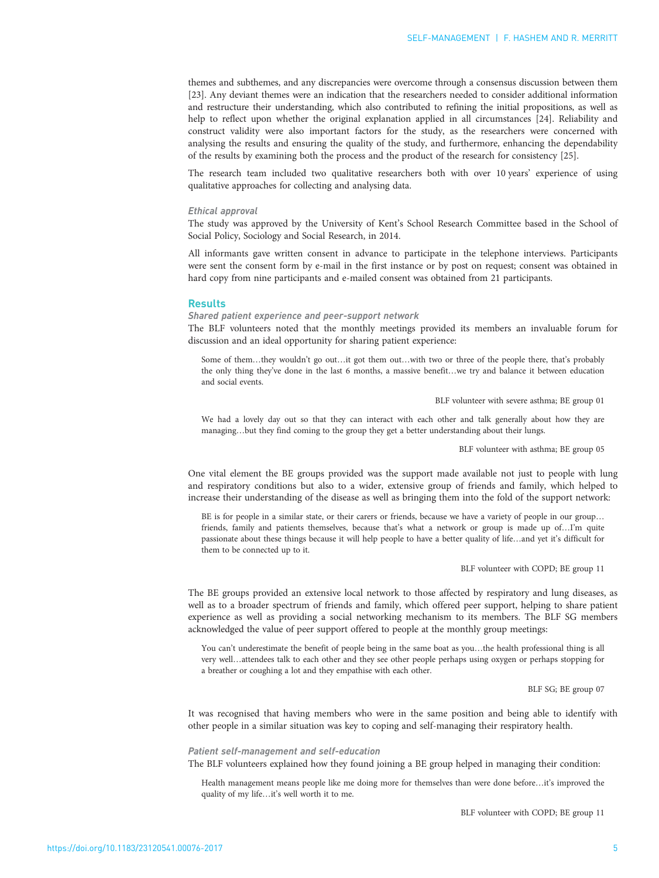themes and subthemes, and any discrepancies were overcome through a consensus discussion between them [23]. Any deviant themes were an indication that the researchers needed to consider additional information and restructure their understanding, which also contributed to refining the initial propositions, as well as help to reflect upon whether the original explanation applied in all circumstances [24]. Reliability and construct validity were also important factors for the study, as the researchers were concerned with analysing the results and ensuring the quality of the study, and furthermore, enhancing the dependability of the results by examining both the process and the product of the research for consistency [25].

The research team included two qualitative researchers both with over 10 years' experience of using qualitative approaches for collecting and analysing data.

### Ethical approval

The study was approved by the University of Kent's School Research Committee based in the School of Social Policy, Sociology and Social Research, in 2014.

All informants gave written consent in advance to participate in the telephone interviews. Participants were sent the consent form by e-mail in the first instance or by post on request; consent was obtained in hard copy from nine participants and e-mailed consent was obtained from 21 participants.

## Results

### Shared patient experience and peer-support network

The BLF volunteers noted that the monthly meetings provided its members an invaluable forum for discussion and an ideal opportunity for sharing patient experience:

> Some of them…they wouldn't go out…it got them out…with two or three of the people there, that's probably the only thing they've done in the last 6 months, a massive benefit…we try and balance it between education and social events.
>
> BLF volunteer with severe asthma; BE group 01

> We had a lovely day out so that they can interact with each other and talk generally about how they are managing…but they find coming to the group they get a better understanding about their lungs.
>
> BLF volunteer with asthma; BE group 05

One vital element the BE groups provided was the support made available not just to people with lung and respiratory conditions but also to a wider, extensive group of friends and family, which helped to increase their understanding of the disease as well as bringing them into the fold of the support network:

> BE is for people in a similar state, or their carers or friends, because we have a variety of people in our group… friends, family and patients themselves, because that's what a network or group is made up of…I'm quite passionate about these things because it will help people to have a better quality of life…and yet it's difficult for them to be connected up to it.
>
> BLF volunteer with COPD; BE group 11

The BE groups provided an extensive local network to those affected by respiratory and lung diseases, as well as to a broader spectrum of friends and family, which offered peer support, helping to share patient experience as well as providing a social networking mechanism to its members. The BLF SG members acknowledged the value of peer support offered to people at the monthly group meetings:

> You can't underestimate the benefit of people being in the same boat as you…the health professional thing is all very well…attendees talk to each other and they see other people perhaps using oxygen or perhaps stopping for a breather or coughing a lot and they empathise with each other.
>
> BLF SG; BE group 07

It was recognised that having members who were in the same position and being able to identify with other people in a similar situation was key to coping and self-managing their respiratory health.

### Patient self-management and self-education

The BLF volunteers explained how they found joining a BE group helped in managing their condition:

> Health management means people like me doing more for themselves than were done before…it's improved the quality of my life…it's well worth it to me.
>
> BLF volunteer with COPD; BE group 11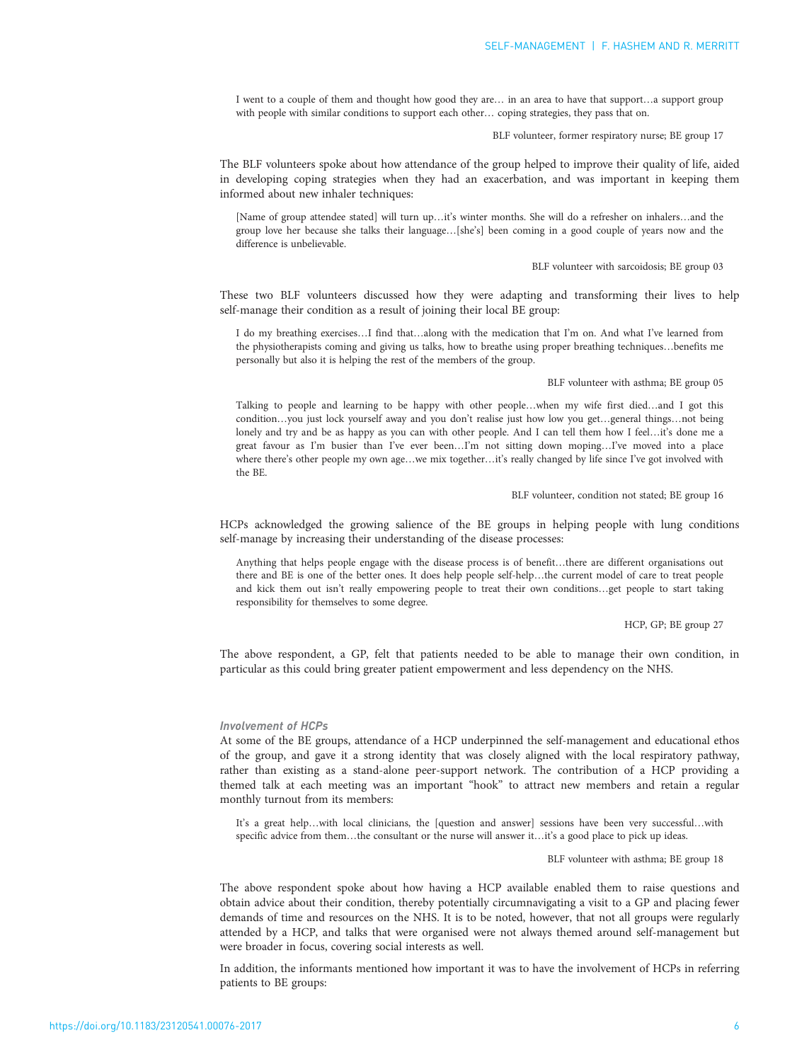> I went to a couple of them and thought how good they are… in an area to have that support…a support group with people with similar conditions to support each other… coping strategies, they pass that on.
>
> BLF volunteer, former respiratory nurse; BE group 17

The BLF volunteers spoke about how attendance of the group helped to improve their quality of life, aided in developing coping strategies when they had an exacerbation, and was important in keeping them informed about new inhaler techniques:

> [Name of group attendee stated] will turn up…it's winter months. She will do a refresher on inhalers…and the group love her because she talks their language…[she's] been coming in a good couple of years now and the difference is unbelievable.
>
> BLF volunteer with sarcoidosis; BE group 03

These two BLF volunteers discussed how they were adapting and transforming their lives to help self-manage their condition as a result of joining their local BE group:

> I do my breathing exercises…I find that…along with the medication that I'm on. And what I've learned from the physiotherapists coming and giving us talks, how to breathe using proper breathing techniques…benefits me personally but also it is helping the rest of the members of the group.
>
> BLF volunteer with asthma; BE group 05

> Talking to people and learning to be happy with other people…when my wife first died…and I got this condition…you just lock yourself away and you don't realise just how low you get…general things…not being lonely and try and be as happy as you can with other people. And I can tell them how I feel…it's done me a great favour as I'm busier than I've ever been…I'm not sitting down moping…I've moved into a place where there's other people my own age…we mix together…it's really changed by life since I've got involved with the BE.
>
> BLF volunteer, condition not stated; BE group 16

HCPs acknowledged the growing salience of the BE groups in helping people with lung conditions self-manage by increasing their understanding of the disease processes:

> Anything that helps people engage with the disease process is of benefit…there are different organisations out there and BE is one of the better ones. It does help people self-help…the current model of care to treat people and kick them out isn't really empowering people to treat their own conditions…get people to start taking responsibility for themselves to some degree.
>
> HCP, GP; BE group 27

The above respondent, a GP, felt that patients needed to be able to manage their own condition, in particular as this could bring greater patient empowerment and less dependency on the NHS.

### *Involvement of HCPs*

At some of the BE groups, attendance of a HCP underpinned the self-management and educational ethos of the group, and gave it a strong identity that was closely aligned with the local respiratory pathway, rather than existing as a stand-alone peer-support network. The contribution of a HCP providing a themed talk at each meeting was an important "hook" to attract new members and retain a regular monthly turnout from its members:

> It's a great help…with local clinicians, the [question and answer] sessions have been very successful…with specific advice from them…the consultant or the nurse will answer it…it's a good place to pick up ideas.
>
> BLF volunteer with asthma; BE group 18

The above respondent spoke about how having a HCP available enabled them to raise questions and obtain advice about their condition, thereby potentially circumnavigating a visit to a GP and placing fewer demands of time and resources on the NHS. It is to be noted, however, that not all groups were regularly attended by a HCP, and talks that were organised were not always themed around self-management but were broader in focus, covering social interests as well.

In addition, the informants mentioned how important it was to have the involvement of HCPs in referring patients to BE groups: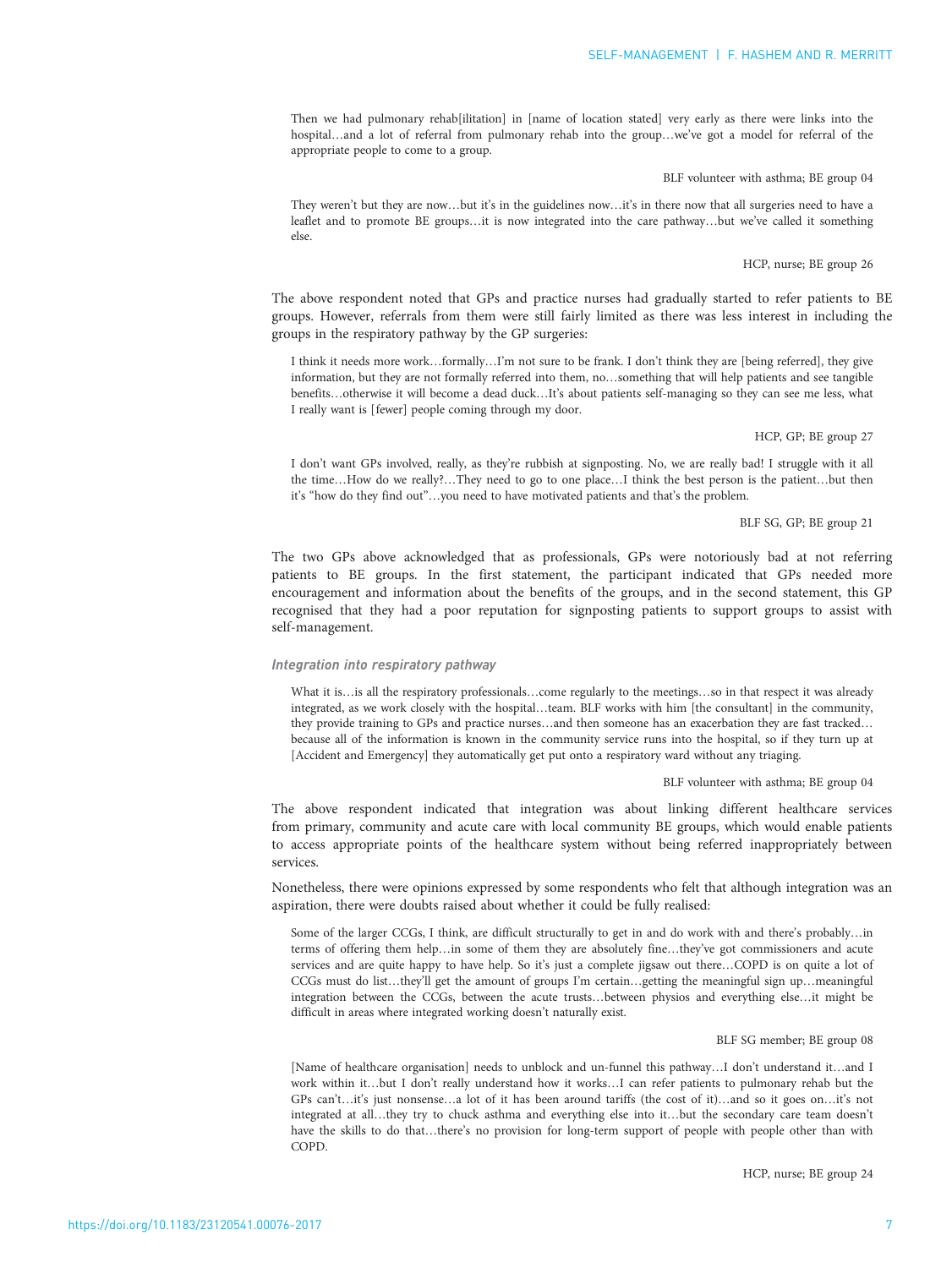> Then we had pulmonary rehab[ilitation] in [name of location stated] very early as there were links into the hospital…and a lot of referral from pulmonary rehab into the group…we've got a model for referral of the appropriate people to come to a group.
>
> BLF volunteer with asthma; BE group 04

> They weren't but they are now…but it's in the guidelines now…it's in there now that all surgeries need to have a leaflet and to promote BE groups…it is now integrated into the care pathway…but we've called it something else.
>
> HCP, nurse; BE group 26

The above respondent noted that GPs and practice nurses had gradually started to refer patients to BE groups. However, referrals from them were still fairly limited as there was less interest in including the groups in the respiratory pathway by the GP surgeries:

> I think it needs more work…formally…I'm not sure to be frank. I don't think they are [being referred], they give information, but they are not formally referred into them, no…something that will help patients and see tangible benefits…otherwise it will become a dead duck…It's about patients self-managing so they can see me less, what I really want is [fewer] people coming through my door.
>
> HCP, GP; BE group 27

> I don't want GPs involved, really, as they're rubbish at signposting. No, we are really bad! I struggle with it all the time…How do we really?…They need to go to one place…I think the best person is the patient…but then it's "how do they find out"…you need to have motivated patients and that's the problem.
>
> BLF SG, GP; BE group 21

The two GPs above acknowledged that as professionals, GPs were notoriously bad at not referring patients to BE groups. In the first statement, the participant indicated that GPs needed more encouragement and information about the benefits of the groups, and in the second statement, this GP recognised that they had a poor reputation for signposting patients to support groups to assist with self-management.

### *Integration into respiratory pathway*

> What it is…is all the respiratory professionals…come regularly to the meetings…so in that respect it was already integrated, as we work closely with the hospital…team. BLF works with him [the consultant] in the community, they provide training to GPs and practice nurses…and then someone has an exacerbation they are fast tracked…because all of the information is known in the community service runs into the hospital, so if they turn up at [Accident and Emergency] they automatically get put onto a respiratory ward without any triaging.
>
> BLF volunteer with asthma; BE group 04

The above respondent indicated that integration was about linking different healthcare services from primary, community and acute care with local community BE groups, which would enable patients to access appropriate points of the healthcare system without being referred inappropriately between services.

Nonetheless, there were opinions expressed by some respondents who felt that although integration was an aspiration, there were doubts raised about whether it could be fully realised:

> Some of the larger CCGs, I think, are difficult structurally to get in and do work with and there's probably…in terms of offering them help…in some of them they are absolutely fine…they've got commissioners and acute services and are quite happy to have help. So it's just a complete jigsaw out there…COPD is on quite a lot of CCGs must do list…they'll get the amount of groups I'm certain…getting the meaningful sign up…meaningful integration between the CCGs, between the acute trusts…between physios and everything else…it might be difficult in areas where integrated working doesn't naturally exist.
>
> BLF SG member; BE group 08

> [Name of healthcare organisation] needs to unblock and un-funnel this pathway…I don't understand it…and I work within it…but I don't really understand how it works…I can refer patients to pulmonary rehab but the GPs can't…it's just nonsense…a lot of it has been around tariffs (the cost of it)…and so it goes on…it's not integrated at all…they try to chuck asthma and everything else into it…but the secondary care team doesn't have the skills to do that…there's no provision for long-term support of people with people other than with COPD.
>
> HCP, nurse; BE group 24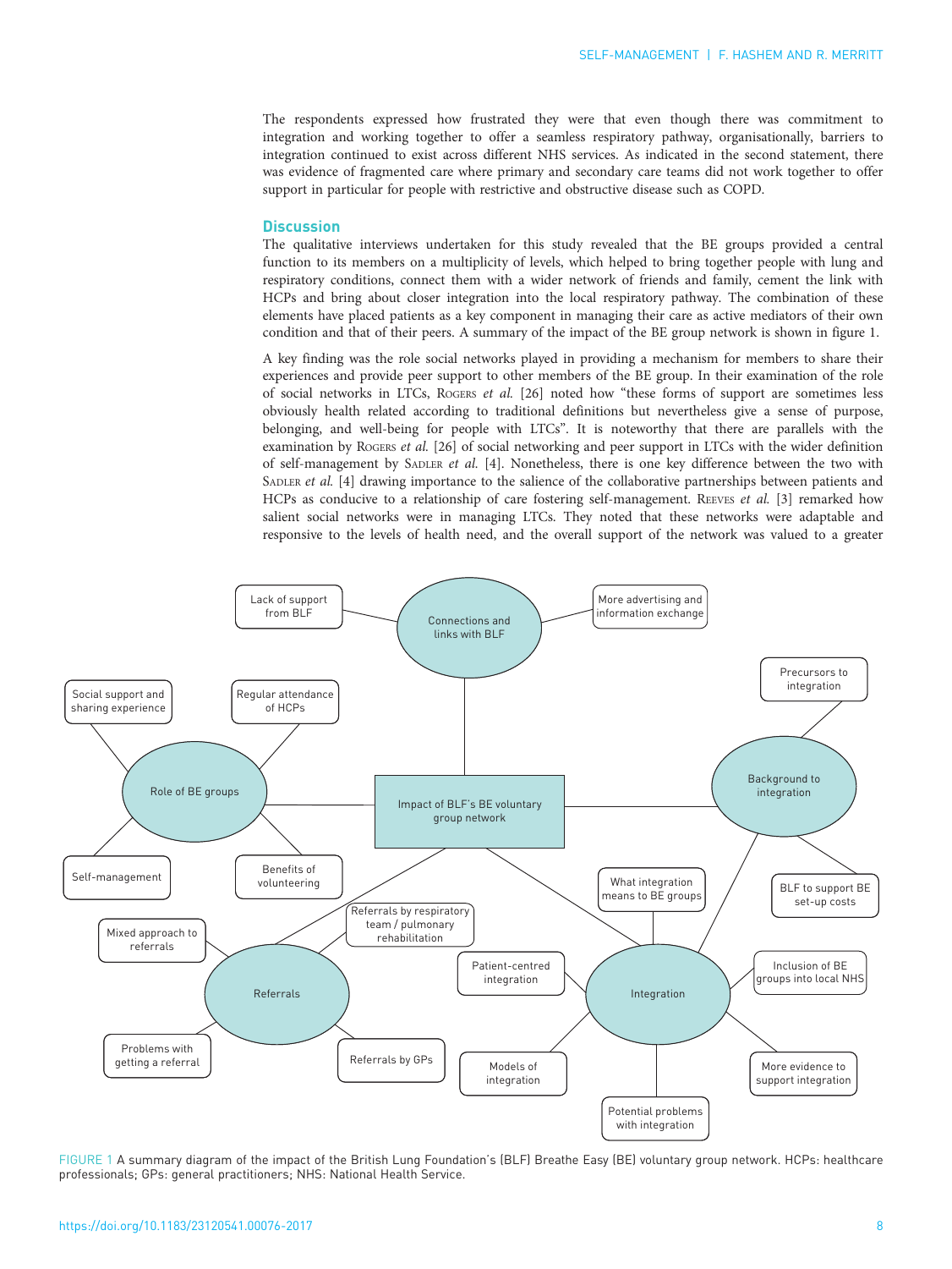The respondents expressed how frustrated they were that even though there was commitment to integration and working together to offer a seamless respiratory pathway, organisationally, barriers to integration continued to exist across different NHS services. As indicated in the second statement, there was evidence of fragmented care where primary and secondary care teams did not work together to offer support in particular for people with restrictive and obstructive disease such as COPD.

## Discussion

The qualitative interviews undertaken for this study revealed that the BE groups provided a central function to its members on a multiplicity of levels, which helped to bring together people with lung and respiratory conditions, connect them with a wider network of friends and family, cement the link with HCPs and bring about closer integration into the local respiratory pathway. The combination of these elements have placed patients as a key component in managing their care as active mediators of their own condition and that of their peers. A summary of the impact of the BE group network is shown in figure 1.

A key finding was the role social networks played in providing a mechanism for members to share their experiences and provide peer support to other members of the BE group. In their examination of the role of social networks in LTCs, Rogers *et al.* [26] noted how "these forms of support are sometimes less obviously health related according to traditional definitions but nevertheless give a sense of purpose, belonging, and well-being for people with LTCs". It is noteworthy that there are parallels with the examination by Rogers *et al.* [26] of social networking and peer support in LTCs with the wider definition of self-management by Sadler *et al.* [4]. Nonetheless, there is one key difference between the two with Sadler *et al.* [4] drawing importance to the salience of the collaborative partnerships between patients and HCPs as conducive to a relationship of care fostering self-management. Reeves *et al.* [3] remarked how salient social networks were in managing LTCs. They noted that these networks were adaptable and responsive to the levels of health need, and the overall support of the network was valued to a greater

FIGURE 1 A summary diagram of the impact of the British Lung Foundation's (BLF) Breathe Easy (BE) voluntary group network. HCPs: healthcare professionals; GPs: general practitioners; NHS: National Health Service.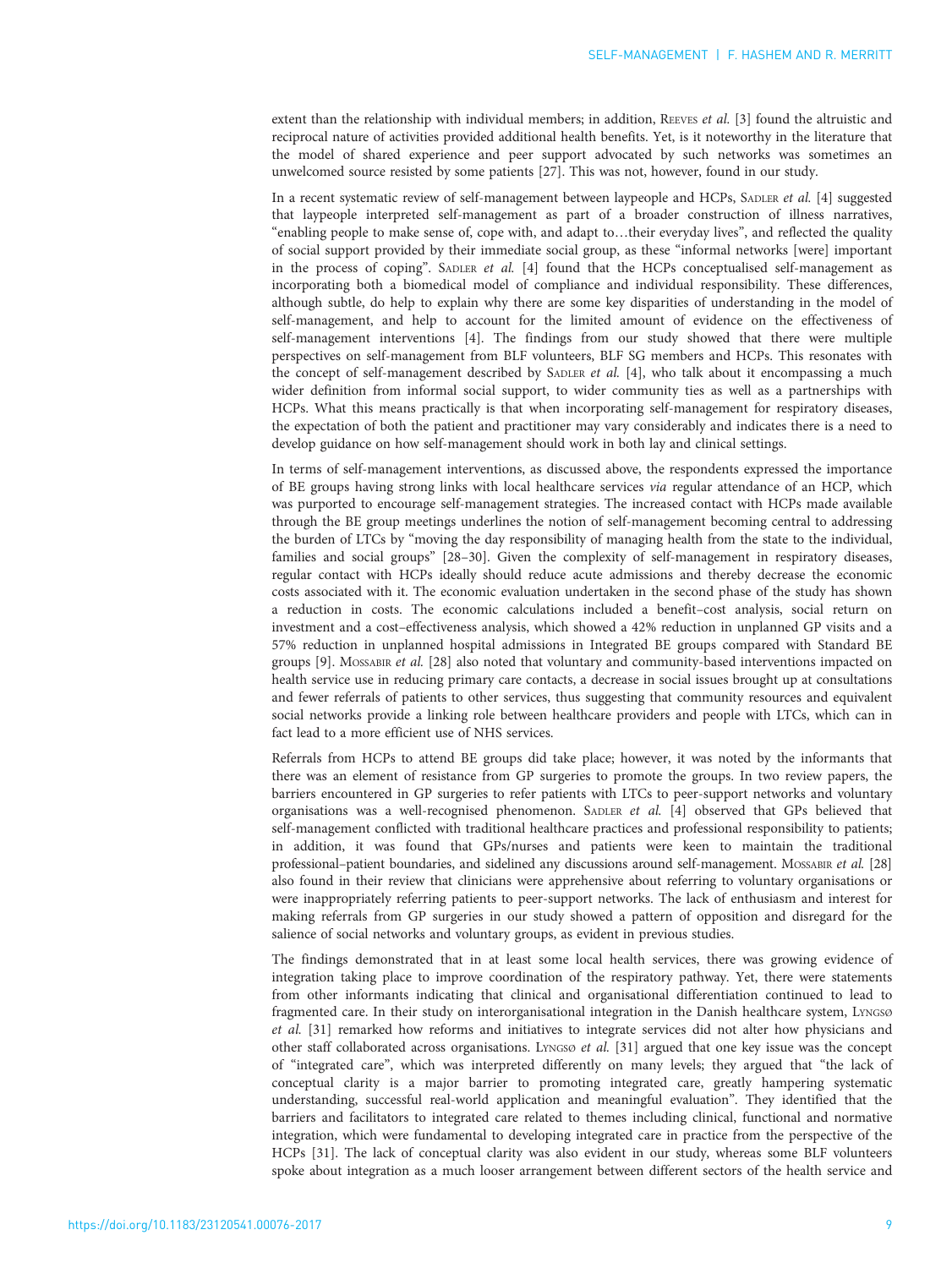extent than the relationship with individual members; in addition, REEVES et al. [3] found the altruistic and reciprocal nature of activities provided additional health benefits. Yet, is it noteworthy in the literature that the model of shared experience and peer support advocated by such networks was sometimes an unwelcomed source resisted by some patients [27]. This was not, however, found in our study.

In a recent systematic review of self-management between laypeople and HCPs, SADLER et al. [4] suggested that laypeople interpreted self-management as part of a broader construction of illness narratives, "enabling people to make sense of, cope with, and adapt to…their everyday lives", and reflected the quality of social support provided by their immediate social group, as these "informal networks [were] important in the process of coping". SADLER et al. [4] found that the HCPs conceptualised self-management as incorporating both a biomedical model of compliance and individual responsibility. These differences, although subtle, do help to explain why there are some key disparities of understanding in the model of self-management, and help to account for the limited amount of evidence on the effectiveness of self-management interventions [4]. The findings from our study showed that there were multiple perspectives on self-management from BLF volunteers, BLF SG members and HCPs. This resonates with the concept of self-management described by SADLER et al. [4], who talk about it encompassing a much wider definition from informal social support, to wider community ties as well as a partnerships with HCPs. What this means practically is that when incorporating self-management for respiratory diseases, the expectation of both the patient and practitioner may vary considerably and indicates there is a need to develop guidance on how self-management should work in both lay and clinical settings.

In terms of self-management interventions, as discussed above, the respondents expressed the importance of BE groups having strong links with local healthcare services *via* regular attendance of an HCP, which was purported to encourage self-management strategies. The increased contact with HCPs made available through the BE group meetings underlines the notion of self-management becoming central to addressing the burden of LTCs by "moving the day responsibility of managing health from the state to the individual, families and social groups" [28–30]. Given the complexity of self-management in respiratory diseases, regular contact with HCPs ideally should reduce acute admissions and thereby decrease the economic costs associated with it. The economic evaluation undertaken in the second phase of the study has shown a reduction in costs. The economic calculations included a benefit–cost analysis, social return on investment and a cost–effectiveness analysis, which showed a 42% reduction in unplanned GP visits and a 57% reduction in unplanned hospital admissions in Integrated BE groups compared with Standard BE groups [9]. MOSSABIR et al. [28] also noted that voluntary and community-based interventions impacted on health service use in reducing primary care contacts, a decrease in social issues brought up at consultations and fewer referrals of patients to other services, thus suggesting that community resources and equivalent social networks provide a linking role between healthcare providers and people with LTCs, which can in fact lead to a more efficient use of NHS services.

Referrals from HCPs to attend BE groups did take place; however, it was noted by the informants that there was an element of resistance from GP surgeries to promote the groups. In two review papers, the barriers encountered in GP surgeries to refer patients with LTCs to peer-support networks and voluntary organisations was a well-recognised phenomenon. SADLER et al. [4] observed that GPs believed that self-management conflicted with traditional healthcare practices and professional responsibility to patients; in addition, it was found that GPs/nurses and patients were keen to maintain the traditional professional–patient boundaries, and sidelined any discussions around self-management. MOSSABIR et al. [28] also found in their review that clinicians were apprehensive about referring to voluntary organisations or were inappropriately referring patients to peer-support networks. The lack of enthusiasm and interest for making referrals from GP surgeries in our study showed a pattern of opposition and disregard for the salience of social networks and voluntary groups, as evident in previous studies.

The findings demonstrated that in at least some local health services, there was growing evidence of integration taking place to improve coordination of the respiratory pathway. Yet, there were statements from other informants indicating that clinical and organisational differentiation continued to lead to fragmented care. In their study on interorganisational integration in the Danish healthcare system, LYNGSØ et al. [31] remarked how reforms and initiatives to integrate services did not alter how physicians and other staff collaborated across organisations. LYNGSØ et al. [31] argued that one key issue was the concept of "integrated care", which was interpreted differently on many levels; they argued that "the lack of conceptual clarity is a major barrier to promoting integrated care, greatly hampering systematic understanding, successful real-world application and meaningful evaluation". They identified that the barriers and facilitators to integrated care related to themes including clinical, functional and normative integration, which were fundamental to developing integrated care in practice from the perspective of the HCPs [31]. The lack of conceptual clarity was also evident in our study, whereas some BLF volunteers spoke about integration as a much looser arrangement between different sectors of the health service and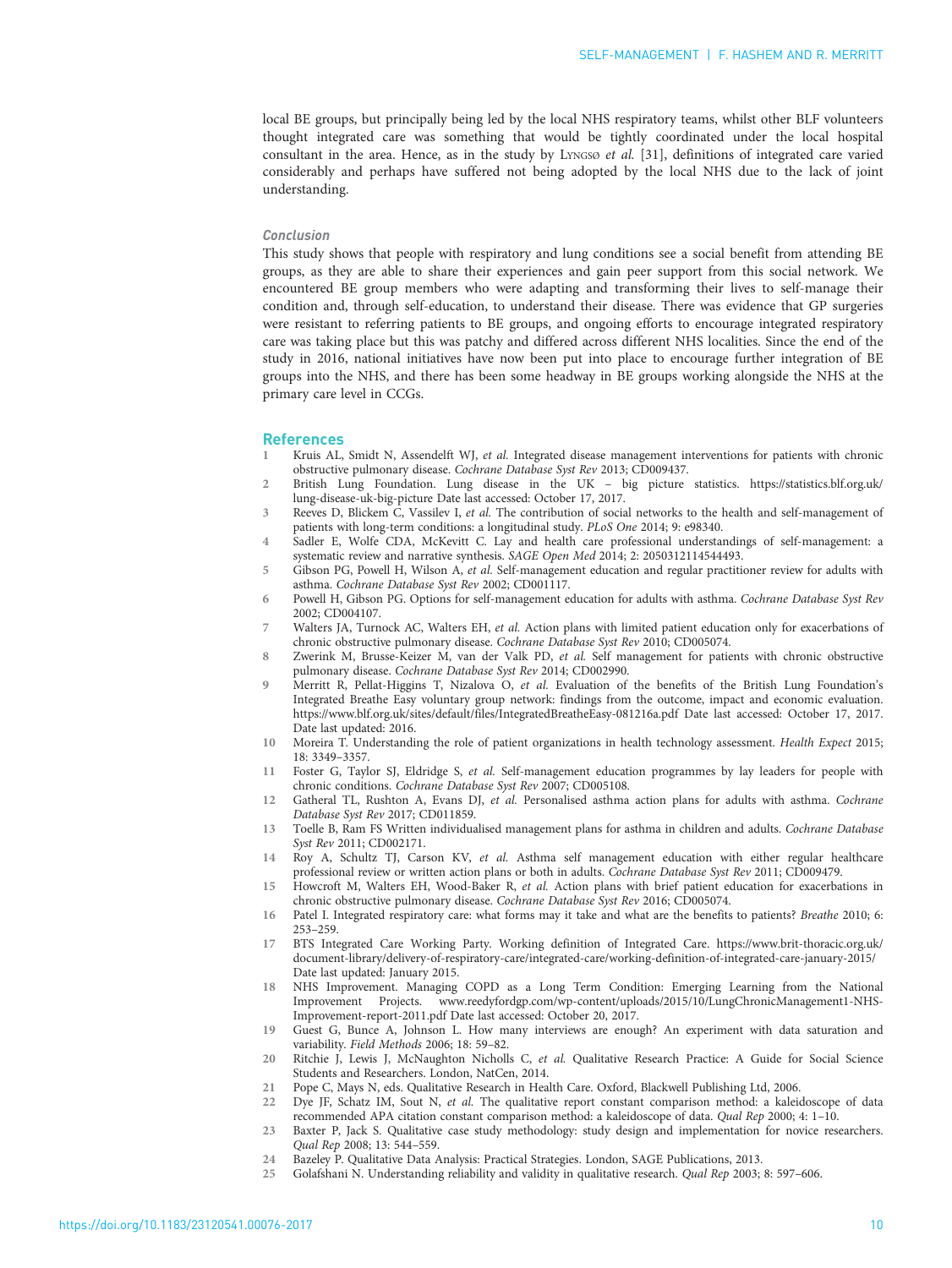local BE groups, but principally being led by the local NHS respiratory teams, whilst other BLF volunteers thought integrated care was something that would be tightly coordinated under the local hospital consultant in the area. Hence, as in the study by Lyngsø et al. [31], definitions of integrated care varied considerably and perhaps have suffered not being adopted by the local NHS due to the lack of joint understanding.

### Conclusion

This study shows that people with respiratory and lung conditions see a social benefit from attending BE groups, as they are able to share their experiences and gain peer support from this social network. We encountered BE group members who were adapting and transforming their lives to self-manage their condition and, through self-education, to understand their disease. There was evidence that GP surgeries were resistant to referring patients to BE groups, and ongoing efforts to encourage integrated respiratory care was taking place but this was patchy and differed across different NHS localities. Since the end of the study in 2016, national initiatives have now been put into place to encourage further integration of BE groups into the NHS, and there has been some headway in BE groups working alongside the NHS at the primary care level in CCGs.

## References

1. Kruis AL, Smidt N, Assendelft WJ, *et al.* Integrated disease management interventions for patients with chronic obstructive pulmonary disease. *Cochrane Database Syst Rev* 2013; CD009437.
2. British Lung Foundation. Lung disease in the UK – big picture statistics. https://statistics.blf.org.uk/lung-disease-uk-big-picture Date last accessed: October 17, 2017.
3. Reeves D, Blickem C, Vassilev I, *et al.* The contribution of social networks to the health and self-management of patients with long-term conditions: a longitudinal study. *PLoS One* 2014; 9: e98340.
4. Sadler E, Wolfe CDA, McKevitt C. Lay and health care professional understandings of self-management: a systematic review and narrative synthesis. *SAGE Open Med* 2014; 2: 2050312114544493.
5. Gibson PG, Powell H, Wilson A, *et al.* Self-management education and regular practitioner review for adults with asthma. *Cochrane Database Syst Rev* 2002; CD001117.
6. Powell H, Gibson PG. Options for self-management education for adults with asthma. *Cochrane Database Syst Rev* 2002; CD004107.
7. Walters JA, Turnock AC, Walters EH, *et al.* Action plans with limited patient education only for exacerbations of chronic obstructive pulmonary disease. *Cochrane Database Syst Rev* 2010; CD005074.
8. Zwerink M, Brusse-Keizer M, van der Valk PD, *et al.* Self management for patients with chronic obstructive pulmonary disease. *Cochrane Database Syst Rev* 2014; CD002990.
9. Merritt R, Pellat-Higgins T, Nizalova O, *et al.* Evaluation of the benefits of the British Lung Foundation's Integrated Breathe Easy voluntary group network: findings from the outcome, impact and economic evaluation. https://www.blf.org.uk/sites/default/files/IntegratedBreatheEasy-081216a.pdf Date last accessed: October 17, 2017. Date last updated: 2016.
10. Moreira T. Understanding the role of patient organizations in health technology assessment. *Health Expect* 2015; 18: 3349–3357.
11. Foster G, Taylor SJ, Eldridge S, *et al.* Self-management education programmes by lay leaders for people with chronic conditions. *Cochrane Database Syst Rev* 2007; CD005108.
12. Gatheral TL, Rushton A, Evans DJ, *et al.* Personalised asthma action plans for adults with asthma. *Cochrane Database Syst Rev* 2017; CD011859.
13. Toelle B, Ram FS Written individualised management plans for asthma in children and adults. *Cochrane Database Syst Rev* 2011; CD002171.
14. Roy A, Schultz TJ, Carson KV, *et al.* Asthma self management education with either regular healthcare professional review or written action plans or both in adults. *Cochrane Database Syst Rev* 2011; CD009479.
15. Howcroft M, Walters EH, Wood-Baker R, *et al.* Action plans with brief patient education for exacerbations in chronic obstructive pulmonary disease. *Cochrane Database Syst Rev* 2016; CD005074.
16. Patel I. Integrated respiratory care: what forms may it take and what are the benefits to patients? *Breathe* 2010; 6: 253–259.
17. BTS Integrated Care Working Party. Working definition of Integrated Care. https://www.brit-thoracic.org.uk/document-library/delivery-of-respiratory-care/integrated-care/working-definition-of-integrated-care-january-2015/ Date last updated: January 2015.
18. NHS Improvement. Managing COPD as a Long Term Condition: Emerging Learning from the National Improvement Projects. www.reedyfordgp.com/wp-content/uploads/2015/10/LungChronicManagement1-NHS-Improvement-report-2011.pdf Date last accessed: October 20, 2017.
19. Guest G, Bunce A, Johnson L. How many interviews are enough? An experiment with data saturation and variability. *Field Methods* 2006; 18: 59–82.
20. Ritchie J, Lewis J, McNaughton Nicholls C, *et al.* Qualitative Research Practice: A Guide for Social Science Students and Researchers. London, NatCen, 2014.
21. Pope C, Mays N, eds. Qualitative Research in Health Care. Oxford, Blackwell Publishing Ltd, 2006.
22. Dye JF, Schatz IM, Sout N, *et al.* The qualitative report constant comparison method: a kaleidoscope of data recommended APA citation constant comparison method: a kaleidoscope of data. *Qual Rep* 2000; 4: 1–10.
23. Baxter P, Jack S. Qualitative case study methodology: study design and implementation for novice researchers. *Qual Rep* 2008; 13: 544–559.
24. Bazeley P. Qualitative Data Analysis: Practical Strategies. London, SAGE Publications, 2013.
25. Golafshani N. Understanding reliability and validity in qualitative research. *Qual Rep* 2003; 8: 597–606.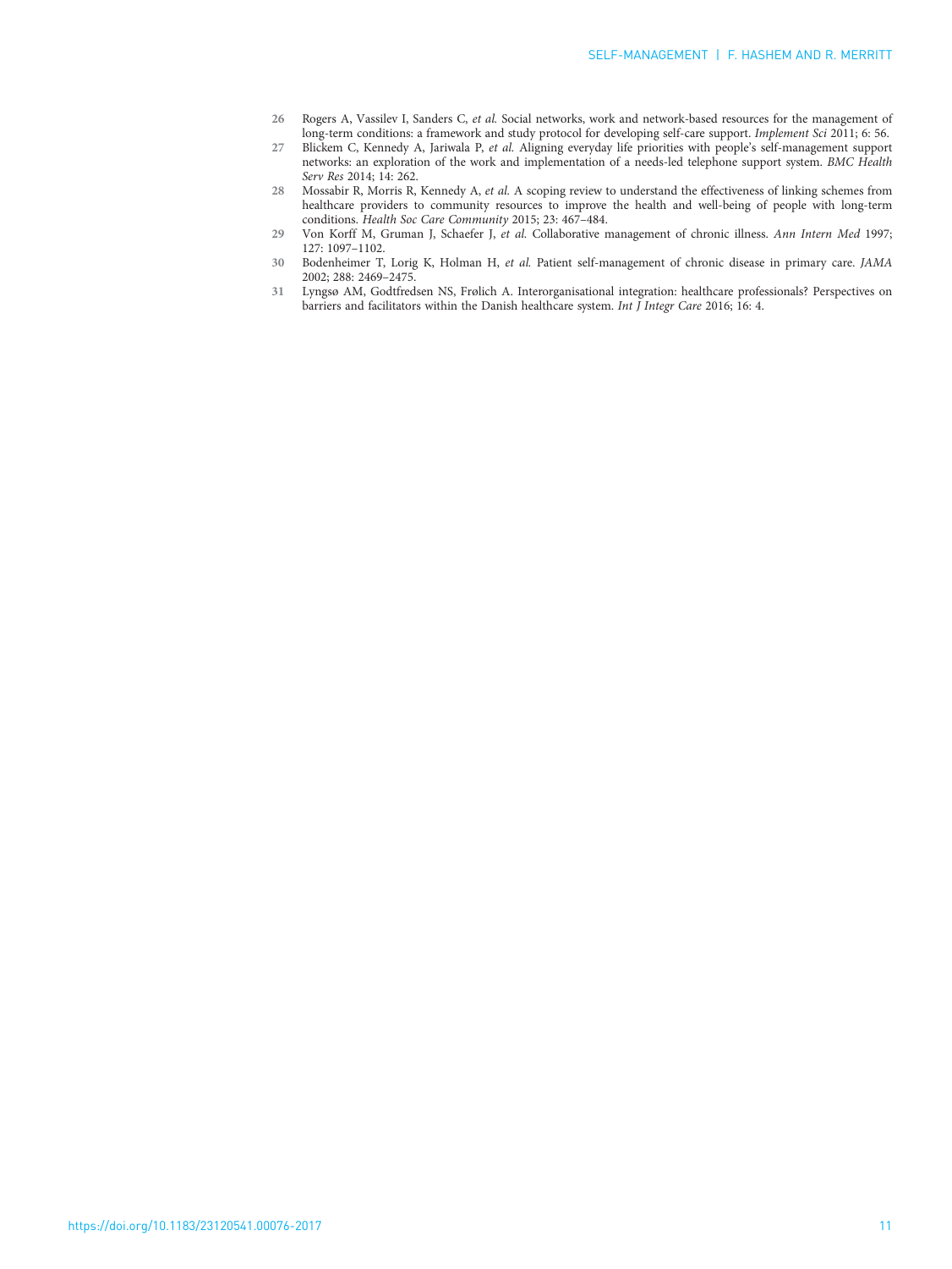26 Rogers A, Vassilev I, Sanders C, *et al.* Social networks, work and network-based resources for the management of long-term conditions: a framework and study protocol for developing self-care support. *Implement Sci* 2011; 6: 56.

27 Blickem C, Kennedy A, Jariwala P, *et al.* Aligning everyday life priorities with people's self-management support networks: an exploration of the work and implementation of a needs-led telephone support system. *BMC Health Serv Res* 2014; 14: 262.

28 Mossabir R, Morris R, Kennedy A, *et al.* A scoping review to understand the effectiveness of linking schemes from healthcare providers to community resources to improve the health and well-being of people with long-term conditions. *Health Soc Care Community* 2015; 23: 467–484.

29 Von Korff M, Gruman J, Schaefer J, *et al.* Collaborative management of chronic illness. *Ann Intern Med* 1997; 127: 1097–1102.

30 Bodenheimer T, Lorig K, Holman H, *et al.* Patient self-management of chronic disease in primary care. *JAMA* 2002; 288: 2469–2475.

31 Lyngsø AM, Godtfredsen NS, Frølich A. Interorganisational integration: healthcare professionals? Perspectives on barriers and facilitators within the Danish healthcare system. *Int J Integr Care* 2016; 16: 4.